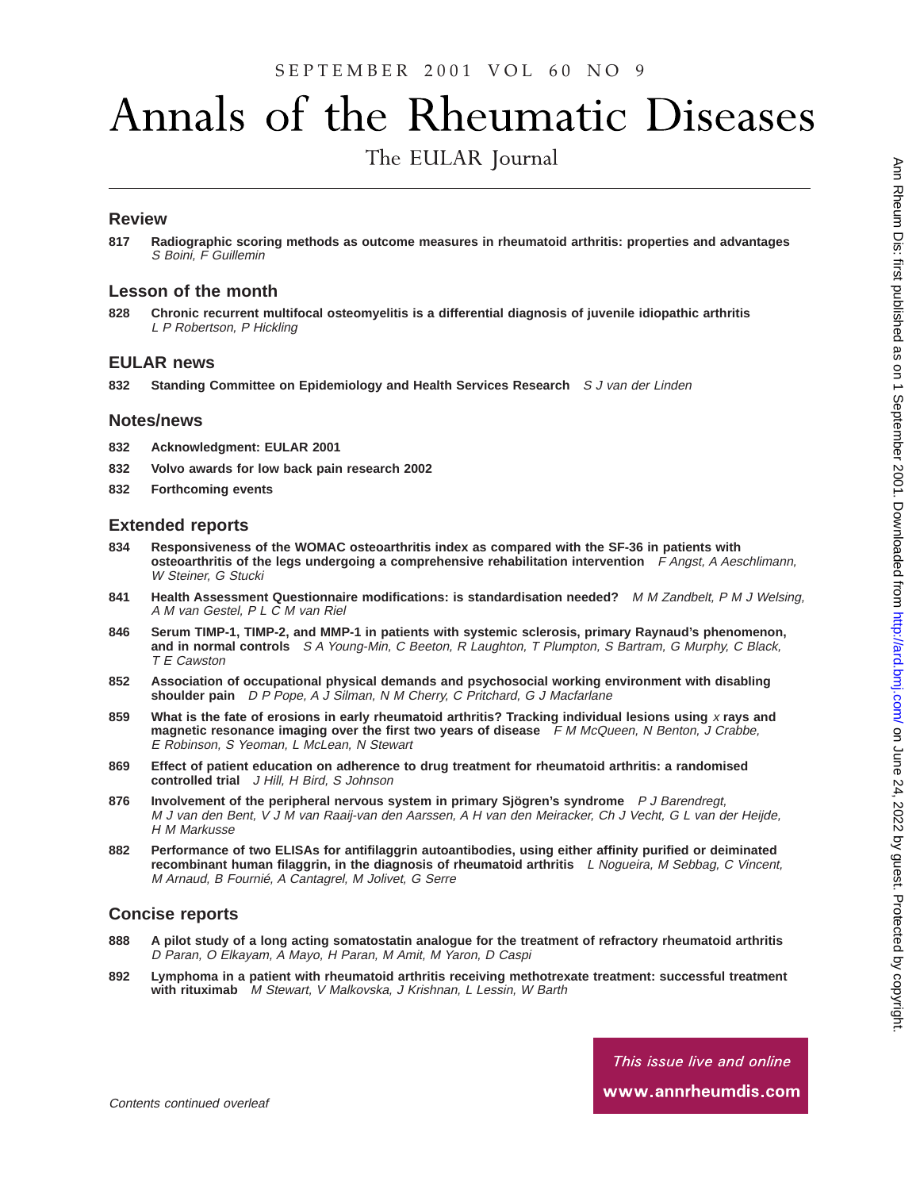SEPTEMBER 2001 VOL 60 NO 9

# Annals of the Rheumatic Diseases

The EULAR Journal

## Review

**817** **Radiographic scoring methods as outcome measures in rheumatoid arthritis: properties and advantages** *S Boini, F Guillemin*

## Lesson of the month

**828** **Chronic recurrent multifocal osteomyelitis is a differential diagnosis of juvenile idiopathic arthritis** *L P Robertson, P Hickling*

## EULAR news

**832** **Standing Committee on Epidemiology and Health Services Research** *S J van der Linden*

## Notes/news

**832** **Acknowledgment: EULAR 2001**

**832** **Volvo awards for low back pain research 2002**

**832** **Forthcoming events**

## Extended reports

**834** **Responsiveness of the WOMAC osteoarthritis index as compared with the SF-36 in patients with osteoarthritis of the legs undergoing a comprehensive rehabilitation intervention** *F Angst, A Aeschlimann, W Steiner, G Stucki*

**841** **Health Assessment Questionnaire modifications: is standardisation needed?** *M M Zandbelt, P M J Welsing, A M van Gestel, P L C M van Riel*

**846** **Serum TIMP-1, TIMP-2, and MMP-1 in patients with systemic sclerosis, primary Raynaud's phenomenon, and in normal controls** *S A Young-Min, C Beeton, R Laughton, T Plumpton, S Bartram, G Murphy, C Black, T E Cawston*

**852** **Association of occupational physical demands and psychosocial working environment with disabling shoulder pain** *D P Pope, A J Silman, N M Cherry, C Pritchard, G J Macfarlane*

**859** **What is the fate of erosions in early rheumatoid arthritis? Tracking individual lesions using *x* rays and magnetic resonance imaging over the first two years of disease** *F M McQueen, N Benton, J Crabbe, E Robinson, S Yeoman, L McLean, N Stewart*

**869** **Effect of patient education on adherence to drug treatment for rheumatoid arthritis: a randomised controlled trial** *J Hill, H Bird, S Johnson*

**876** **Involvement of the peripheral nervous system in primary Sjögren's syndrome** *P J Barendregt, M J van den Bent, V J M van Raaij-van den Aarssen, A H van den Meiracker, Ch J Vecht, G L van der Heijde, H M Markusse*

**882** **Performance of two ELISAs for antifilaggrin autoantibodies, using either affinity purified or deiminated recombinant human filaggrin, in the diagnosis of rheumatoid arthritis** *L Nogueira, M Sebbag, C Vincent, M Arnaud, B Fournié, A Cantagrel, M Jolivet, G Serre*

## Concise reports

**888** **A pilot study of a long acting somatostatin analogue for the treatment of refractory rheumatoid arthritis** *D Paran, O Elkayam, A Mayo, H Paran, M Amit, M Yaron, D Caspi*

**892** **Lymphoma in a patient with rheumatoid arthritis receiving methotrexate treatment: successful treatment with rituximab** *M Stewart, V Malkovska, J Krishnan, L Lessin, W Barth*

*Contents continued overleaf*

This issue live and online

**www.annrheumdis.com**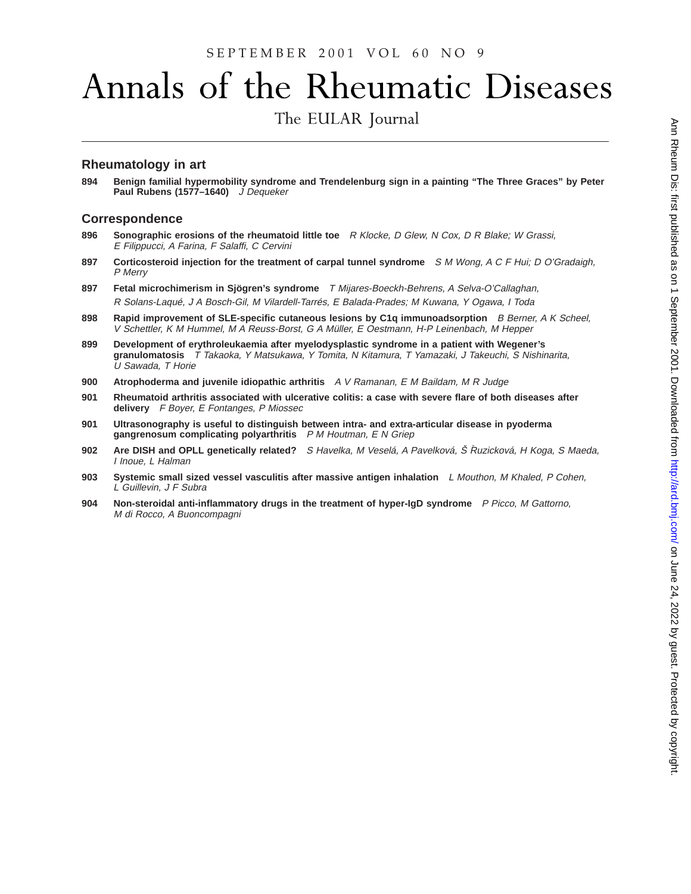# Annals of the Rheumatic Diseases

The EULAR Journal

## Rheumatology in art

**894** **Benign familial hypermobility syndrome and Trendelenburg sign in a painting "The Three Graces" by Peter Paul Rubens (1577–1640)** *J Dequeker*

## Correspondence

**896** **Sonographic erosions of the rheumatoid little toe** *R Klocke, D Glew, N Cox, D R Blake; W Grassi, E Filippucci, A Farina, F Salaffi, C Cervini*

**897** **Corticosteroid injection for the treatment of carpal tunnel syndrome** *S M Wong, A C F Hui; D O'Gradaigh, P Merry*

**897** **Fetal microchimerism in Sjögren's syndrome** *T Mijares-Boeckh-Behrens, A Selva-O'Callaghan, R Solans-Laqué, J A Bosch-Gil, M Vilardell-Tarrés, E Balada-Prades; M Kuwana, Y Ogawa, I Toda*

**898** **Rapid improvement of SLE-specific cutaneous lesions by C1q immunoadsorption** *B Berner, A K Scheel, V Schettler, K M Hummel, M A Reuss-Borst, G A Müller, E Oestmann, H-P Leinenbach, M Hepper*

**899** **Development of erythroleukaemia after myelodysplastic syndrome in a patient with Wegener's granulomatosis** *T Takaoka, Y Matsukawa, Y Tomita, N Kitamura, T Yamazaki, J Takeuchi, S Nishinarita, U Sawada, T Horie*

**900** **Atrophoderma and juvenile idiopathic arthritis** *A V Ramanan, E M Baildam, M R Judge*

**901** **Rheumatoid arthritis associated with ulcerative colitis: a case with severe flare of both diseases after delivery** *F Boyer, E Fontanges, P Miossec*

**901** **Ultrasonography is useful to distinguish between intra- and extra-articular disease in pyoderma gangrenosum complicating polyarthritis** *P M Houtman, E N Griep*

**902** **Are DISH and OPLL genetically related?** *S Havelka, M Veselá, A Pavelková, Š Řuzicková, H Koga, S Maeda, I Inoue, L Halman*

**903** **Systemic small sized vessel vasculitis after massive antigen inhalation** *L Mouthon, M Khaled, P Cohen, L Guillevin, J F Subra*

**904** **Non-steroidal anti-inflammatory drugs in the treatment of hyper-IgD syndrome** *P Picco, M Gattorno, M di Rocco, A Buoncompagni*